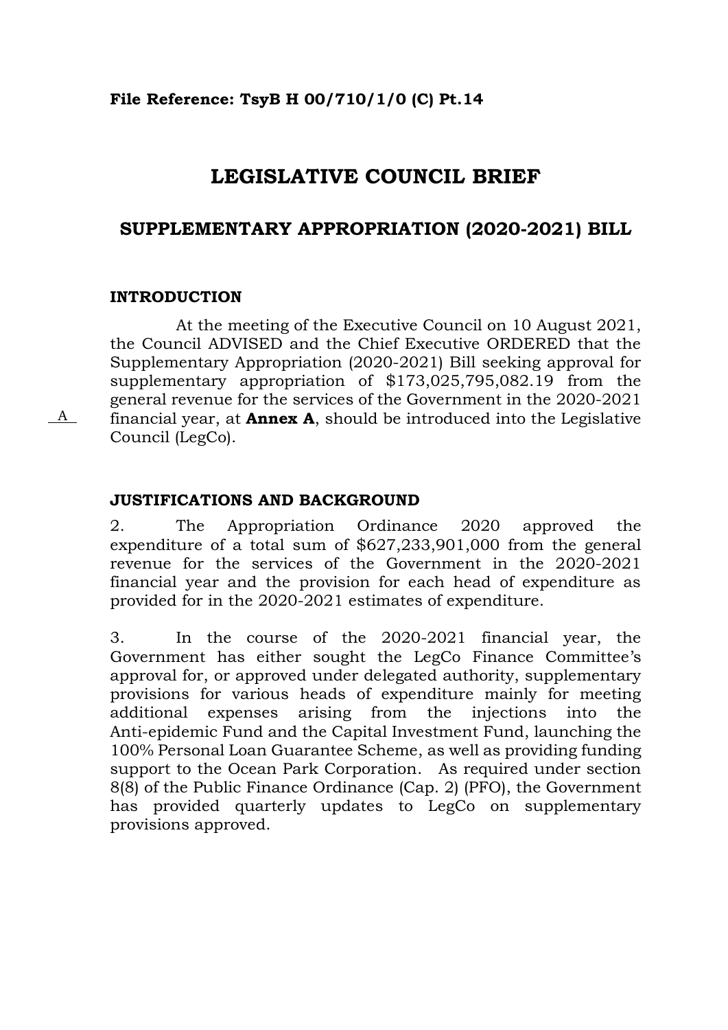**File Reference: TsyB H 00/710/1/0 (C) Pt.14**

# LEGISLATIVE COUNCIL BRIEF

## SUPPLEMENTARY APPROPRIATION (2020-2021) BILL

### INTRODUCTION

At the meeting of the Executive Council on 10 August 2021, the Council ADVISED and the Chief Executive ORDERED that the Supplementary Appropriation (2020-2021) Bill seeking approval for supplementary appropriation of $173,025,795,082.19 from the general revenue for the services of the Government in the 2020-2021 financial year, at **Annex A**, should be introduced into the Legislative Council (LegCo).

### JUSTIFICATIONS AND BACKGROUND

2. The Appropriation Ordinance 2020 approved the expenditure of a total sum of $627,233,901,000 from the general revenue for the services of the Government in the 2020-2021 financial year and the provision for each head of expenditure as provided for in the 2020-2021 estimates of expenditure.

3. In the course of the 2020-2021 financial year, the Government has either sought the LegCo Finance Committee's approval for, or approved under delegated authority, supplementary provisions for various heads of expenditure mainly for meeting additional expenses arising from the injections into the Anti-epidemic Fund and the Capital Investment Fund, launching the 100% Personal Loan Guarantee Scheme, as well as providing funding support to the Ocean Park Corporation. As required under section 8(8) of the Public Finance Ordinance (Cap. 2) (PFO), the Government has provided quarterly updates to LegCo on supplementary provisions approved.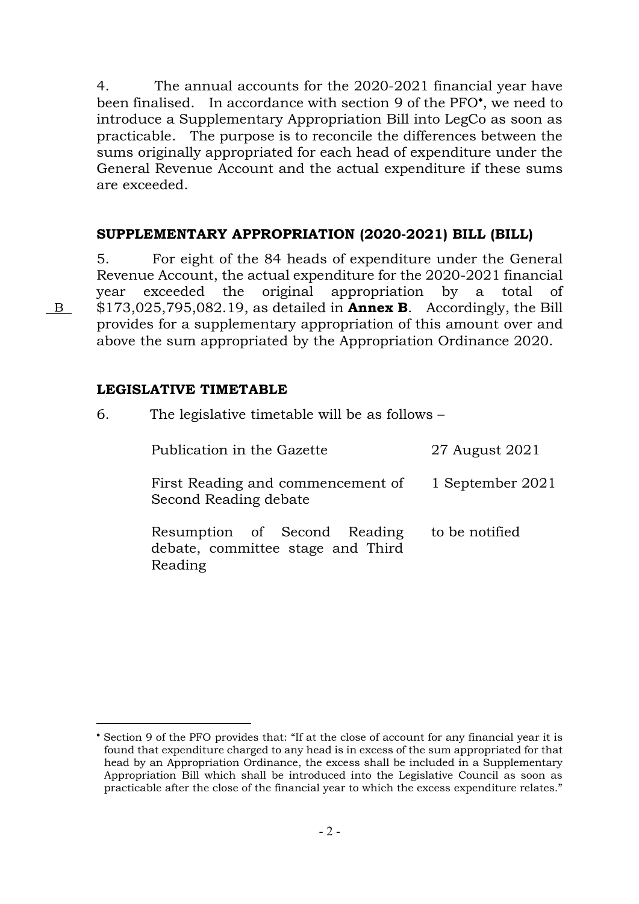4. The annual accounts for the 2020-2021 financial year have been finalised. In accordance with section 9 of the PFO*, we need to introduce a Supplementary Appropriation Bill into LegCo as soon as practicable. The purpose is to reconcile the differences between the sums originally appropriated for each head of expenditure under the General Revenue Account and the actual expenditure if these sums are exceeded.

### SUPPLEMENTARY APPROPRIATION (2020-2021) BILL (BILL)

5. For eight of the 84 heads of expenditure under the General Revenue Account, the actual expenditure for the 2020-2021 financial year exceeded the original appropriation by a total of $173,025,795,082.19, as detailed in **Annex B**. Accordingly, the Bill provides for a supplementary appropriation of this amount over and above the sum appropriated by the Appropriation Ordinance 2020.

B

### LEGISLATIVE TIMETABLE

6. The legislative timetable will be as follows –

| | |
|---|---|
| Publication in the Gazette | 27 August 2021 |
| First Reading and commencement of Second Reading debate | 1 September 2021 |
| Resumption of Second Reading debate, committee stage and Third Reading | to be notified |

---

* Section 9 of the PFO provides that: "If at the close of account for any financial year it is found that expenditure charged to any head is in excess of the sum appropriated for that head by an Appropriation Ordinance, the excess shall be included in a Supplementary Appropriation Bill which shall be introduced into the Legislative Council as soon as practicable after the close of the financial year to which the excess expenditure relates."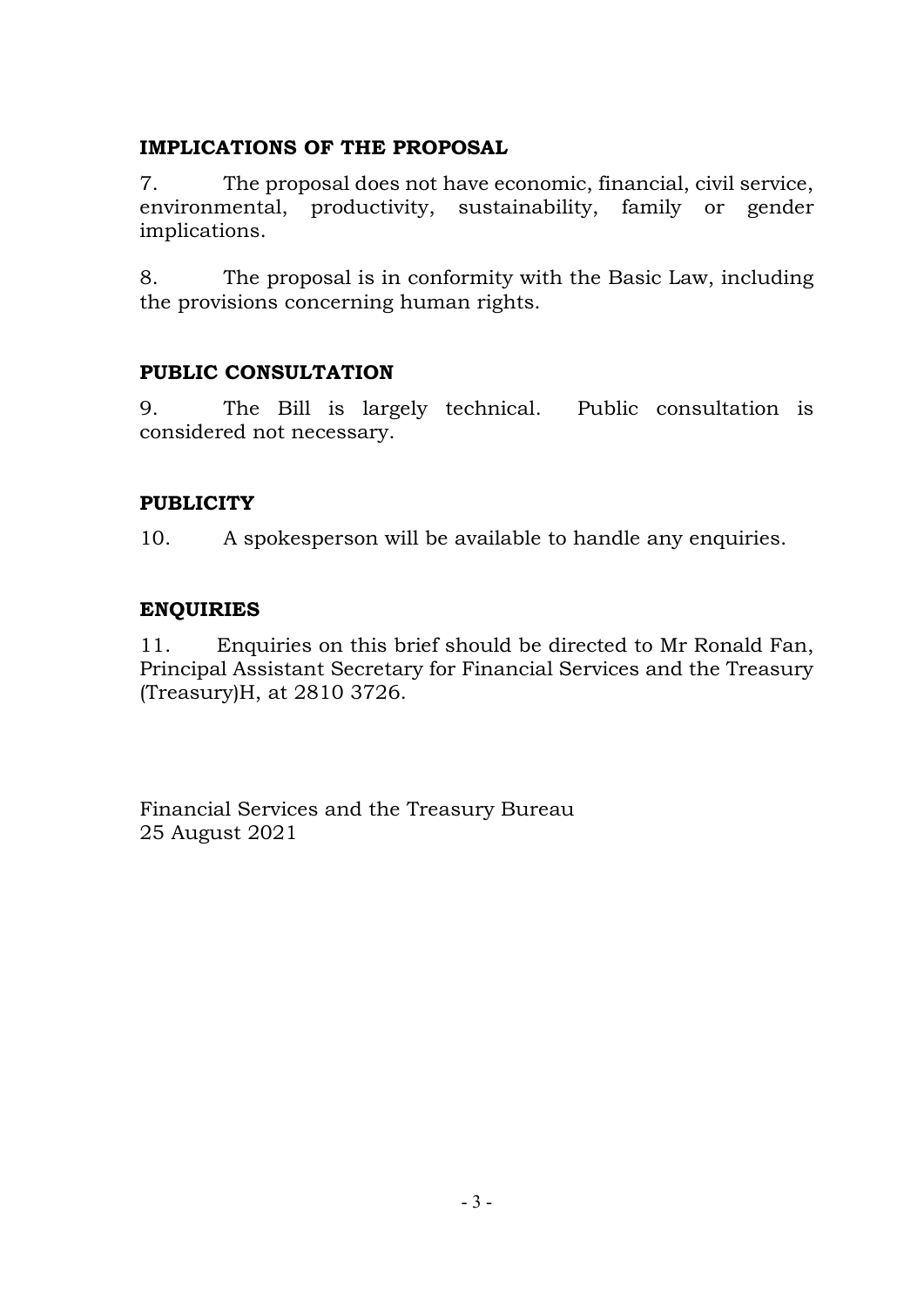## IMPLICATIONS OF THE PROPOSAL

7. The proposal does not have economic, financial, civil service, environmental, productivity, sustainability, family or gender implications.

8. The proposal is in conformity with the Basic Law, including the provisions concerning human rights.

## PUBLIC CONSULTATION

9. The Bill is largely technical. Public consultation is considered not necessary.

## PUBLICITY

10. A spokesperson will be available to handle any enquiries.

## ENQUIRIES

11. Enquiries on this brief should be directed to Mr Ronald Fan, Principal Assistant Secretary for Financial Services and the Treasury (Treasury)H, at 2810 3726.

Financial Services and the Treasury Bureau
25 August 2021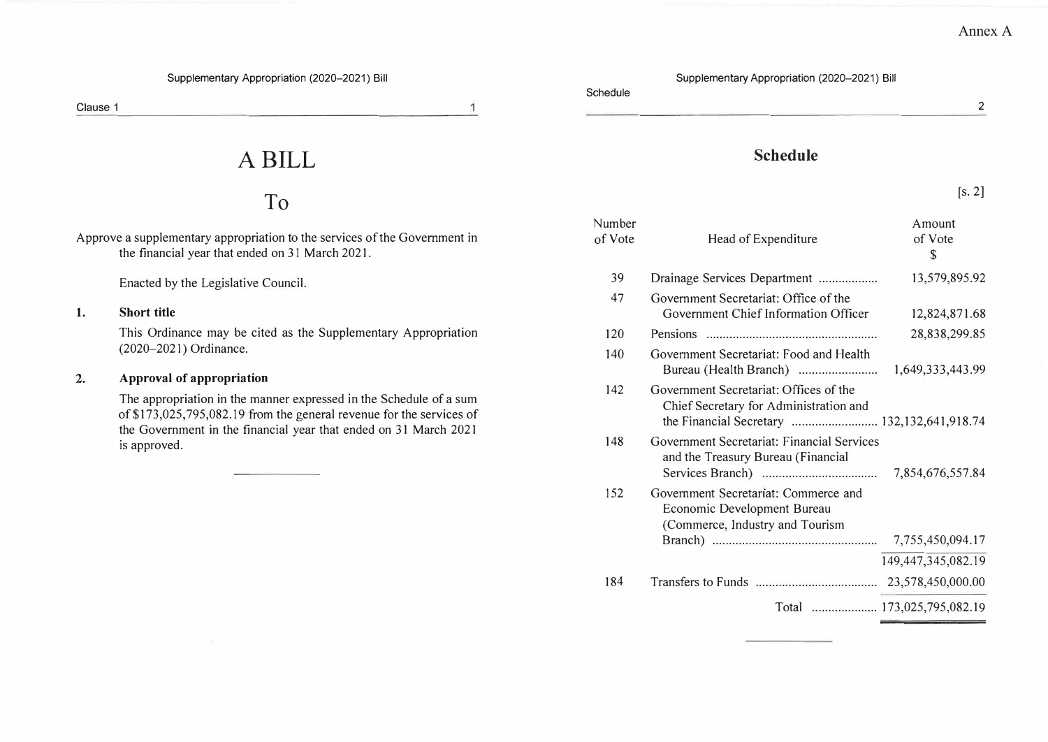Annex A

# A BILL

## To

Approve a supplementary appropriation to the services of the Government in the financial year that ended on 31 March 2021.

Enacted by the Legislative Council.

**1. Short title**

This Ordinance may be cited as the Supplementary Appropriation (2020–2021) Ordinance.

**2. Approval of appropriation**

The appropriation in the manner expressed in the Schedule of a sum of $173,025,795,082.19 from the general revenue for the services of the Government in the financial year that ended on 31 March 2021 is approved.

## Schedule

[s. 2]

| Number of Vote | Head of Expenditure | Amount of Vote $ |
|---|---|---|
| 39 | Drainage Services Department | 13,579,895.92 |
| 47 | Government Secretariat: Office of the Government Chief Information Officer | 12,824,871.68 |
| 120 | Pensions | 28,838,299.85 |
| 140 | Government Secretariat: Food and Health Bureau (Health Branch) | 1,649,333,443.99 |
| 142 | Government Secretariat: Offices of the Chief Secretary for Administration and the Financial Secretary | 132,132,641,918.74 |
| 148 | Government Secretariat: Financial Services and the Treasury Bureau (Financial Services Branch) | 7,854,676,557.84 |
| 152 | Government Secretariat: Commerce and Economic Development Bureau (Commerce, Industry and Tourism Branch) | 7,755,450,094.17 |
| | | 149,447,345,082.19 |
| 184 | Transfers to Funds | 23,578,450,000.00 |
| | Total | 173,025,795,082.19 |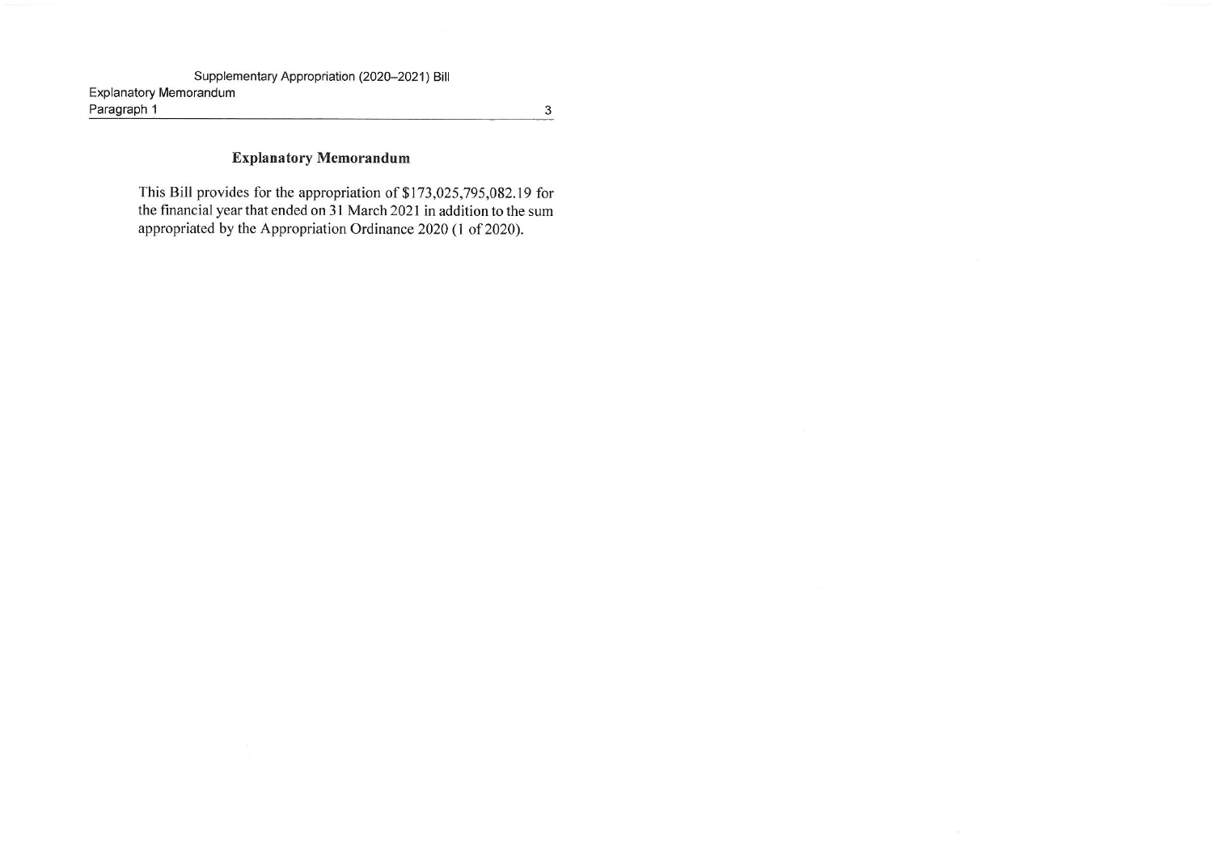## Explanatory Memorandum

This Bill provides for the appropriation of $173,025,795,082.19 for the financial year that ended on 31 March 2021 in addition to the sum appropriated by the Appropriation Ordinance 2020 (1 of 2020).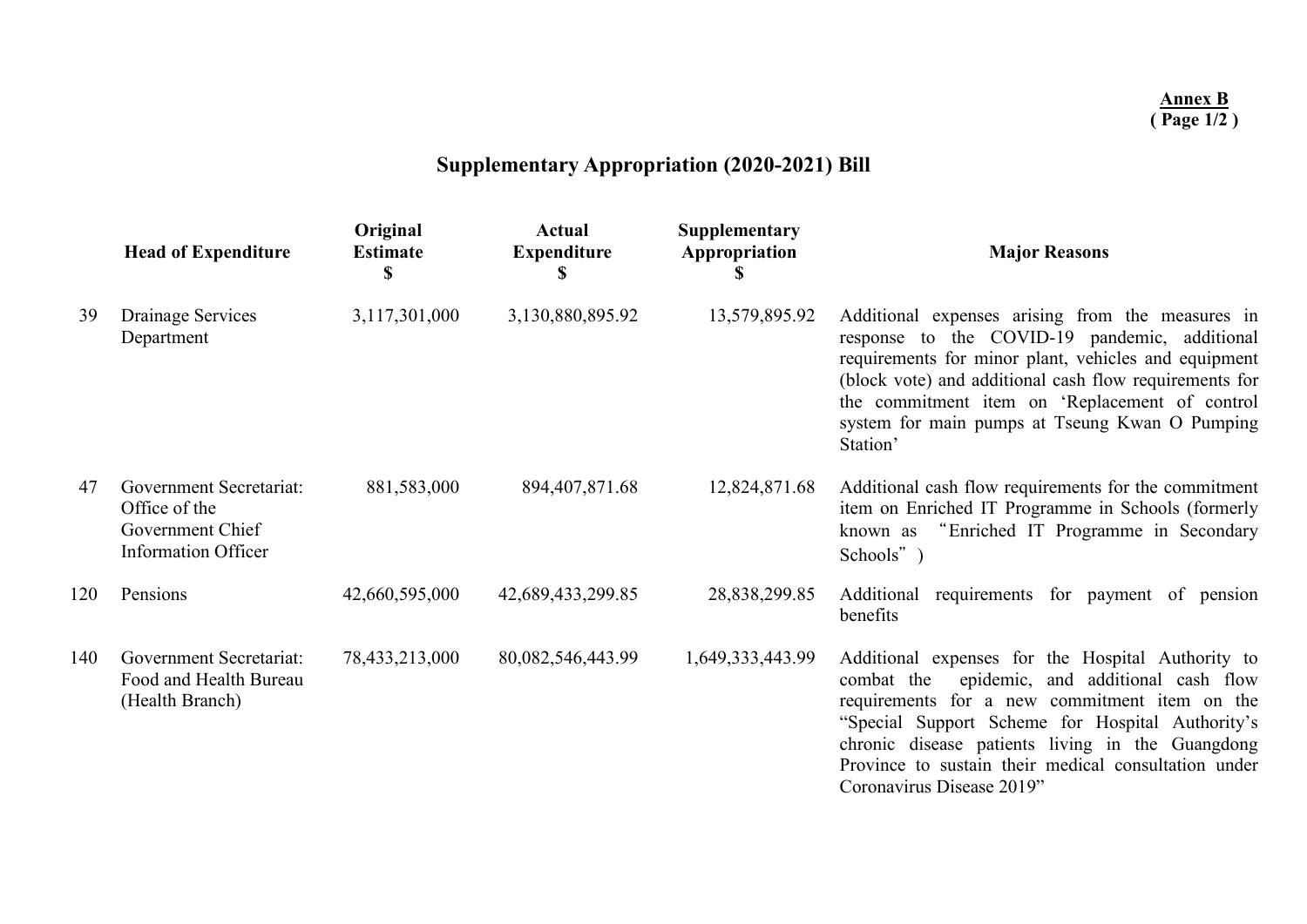**Annex B**
**( Page 1/2 )**

# Supplementary Appropriation (2020-2021) Bill

| | Head of Expenditure | Original Estimate $ | Actual Expenditure $ | Supplementary Appropriation $ | Major Reasons |
|---|---|---|---|---|---|
| 39 | Drainage Services Department | 3,117,301,000 | 3,130,880,895.92 | 13,579,895.92 | Additional expenses arising from the measures in response to the COVID-19 pandemic, additional requirements for minor plant, vehicles and equipment (block vote) and additional cash flow requirements for the commitment item on 'Replacement of control system for main pumps at Tseung Kwan O Pumping Station' |
| 47 | Government Secretariat: Office of the Government Chief Information Officer | 881,583,000 | 894,407,871.68 | 12,824,871.68 | Additional cash flow requirements for the commitment item on Enriched IT Programme in Schools (formerly known as "Enriched IT Programme in Secondary Schools") |
| 120 | Pensions | 42,660,595,000 | 42,689,433,299.85 | 28,838,299.85 | Additional requirements for payment of pension benefits |
| 140 | Government Secretariat: Food and Health Bureau (Health Branch) | 78,433,213,000 | 80,082,546,443.99 | 1,649,333,443.99 | Additional expenses for the Hospital Authority to combat the epidemic, and additional cash flow requirements for a new commitment item on the "Special Support Scheme for Hospital Authority's chronic disease patients living in the Guangdong Province to sustain their medical consultation under Coronavirus Disease 2019" |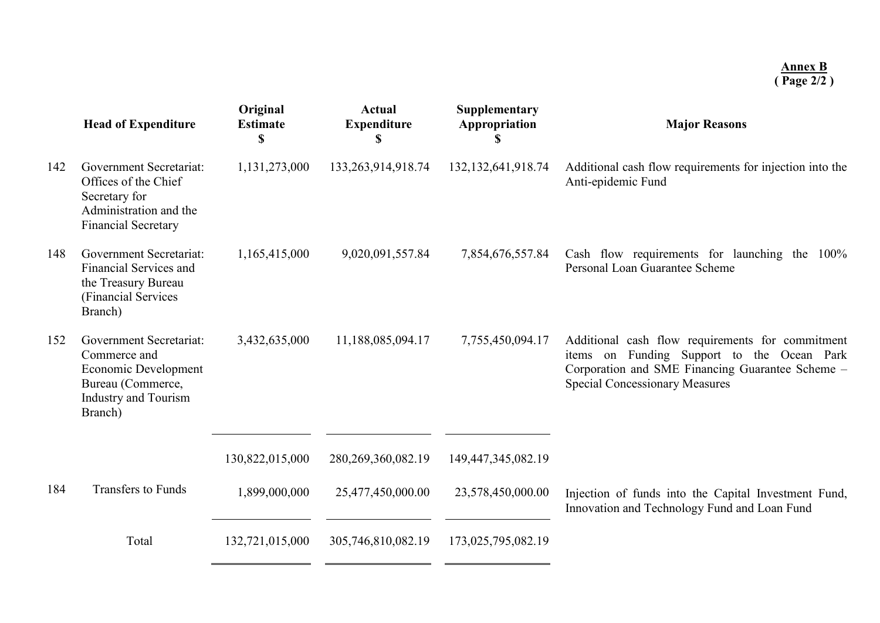**Annex B**
**( Page 2/2 )**

| | Head of Expenditure | Original Estimate $ | Actual Expenditure $ | Supplementary Appropriation $ | Major Reasons |
|---|---|---|---|---|---|
| 142 | Government Secretariat: Offices of the Chief Secretary for Administration and the Financial Secretary | 1,131,273,000 | 133,263,914,918.74 | 132,132,641,918.74 | Additional cash flow requirements for injection into the Anti-epidemic Fund |
| 148 | Government Secretariat: Financial Services and the Treasury Bureau (Financial Services Branch) | 1,165,415,000 | 9,020,091,557.84 | 7,854,676,557.84 | Cash flow requirements for launching the 100% Personal Loan Guarantee Scheme |
| 152 | Government Secretariat: Commerce and Economic Development Bureau (Commerce, Industry and Tourism Branch) | 3,432,635,000 | 11,188,085,094.17 | 7,755,450,094.17 | Additional cash flow requirements for commitment items on Funding Support to the Ocean Park Corporation and SME Financing Guarantee Scheme – Special Concessionary Measures |
| | | 130,822,015,000 | 280,269,360,082.19 | 149,447,345,082.19 | |
| 184 | Transfers to Funds | 1,899,000,000 | 25,477,450,000.00 | 23,578,450,000.00 | Injection of funds into the Capital Investment Fund, Innovation and Technology Fund and Loan Fund |
| | Total | 132,721,015,000 | 305,746,810,082.19 | 173,025,795,082.19 | |